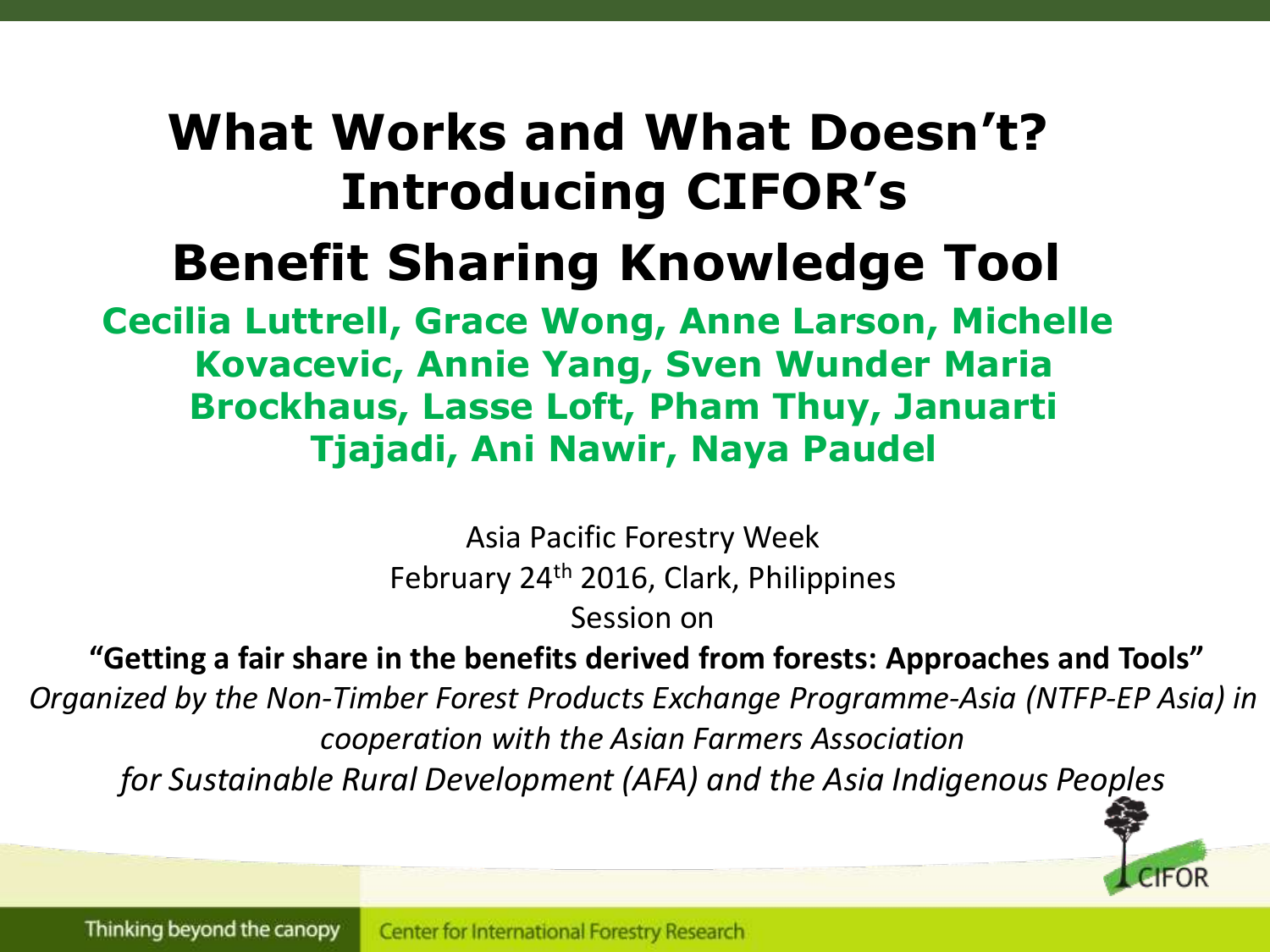# What Works and What Doesn't? Introducing CIFOR's

# Benefit Sharing Knowledge Tool

**Cecilia Luttrell, Grace Wong, Anne Larson, Michelle Kovacevic, Annie Yang, Sven Wunder Maria Brockhaus, Lasse Loft, Pham Thuy, Januarti Tjajadi, Ani Nawir, Naya Paudel**

Asia Pacific Forestry Week

February 24th 2016, Clark, Philippines

Session on

**"Getting a fair share in the benefits derived from forests: Approaches and Tools"**

*Organized by the Non-Timber Forest Products Exchange Programme-Asia (NTFP-EP Asia) in cooperation with the Asian Farmers Association for Sustainable Rural Development (AFA) and the Asia Indigenous Peoples*

Thinking beyond the canopy

Center for International Forestry Research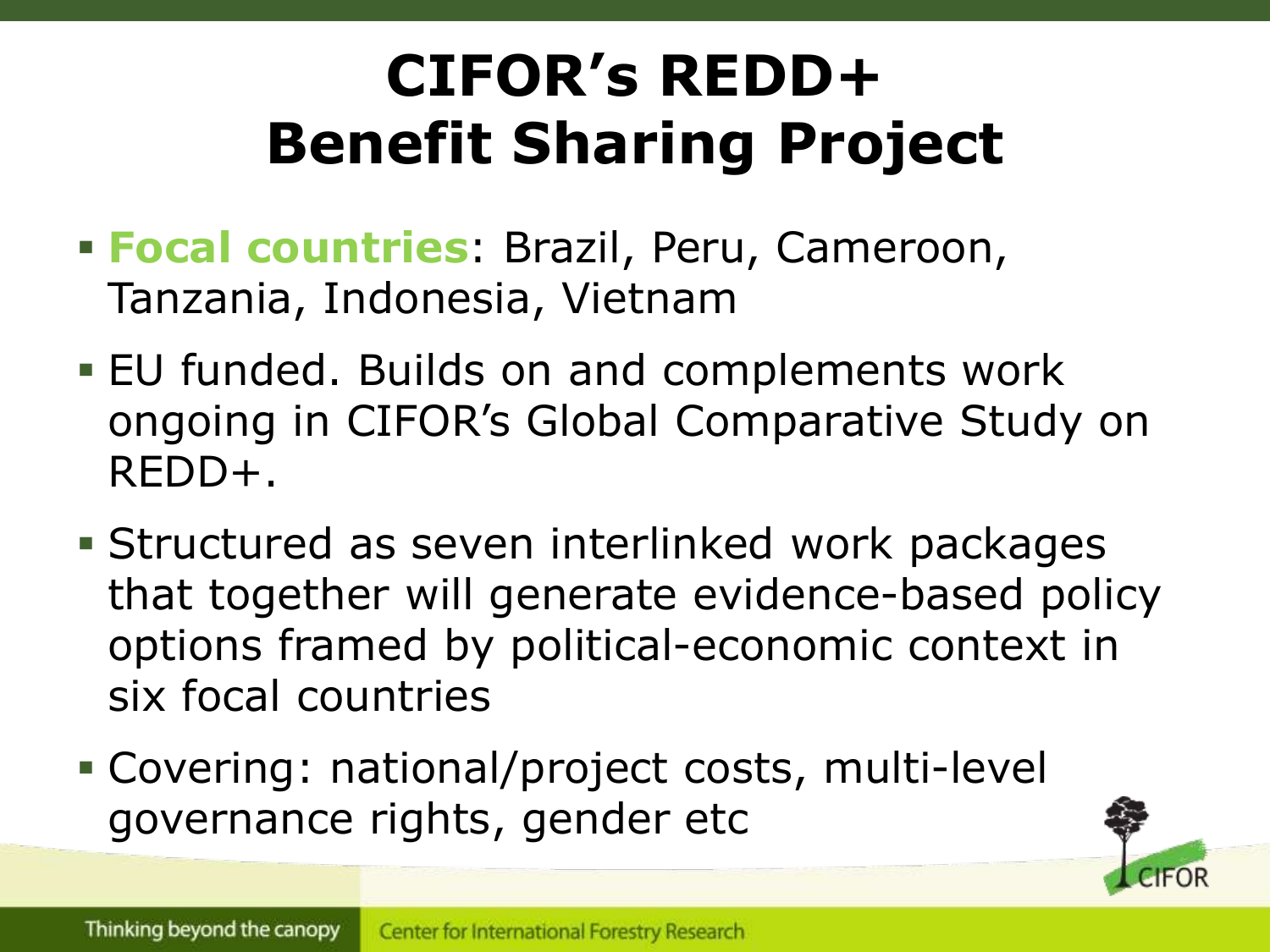# CIFOR's REDD+ Benefit Sharing Project

- **Focal countries**: Brazil, Peru, Cameroon, Tanzania, Indonesia, Vietnam
- EU funded. Builds on and complements work ongoing in CIFOR's Global Comparative Study on REDD+.
- Structured as seven interlinked work packages that together will generate evidence-based policy options framed by political-economic context in six focal countries
- Covering: national/project costs, multi-level governance rights, gender etc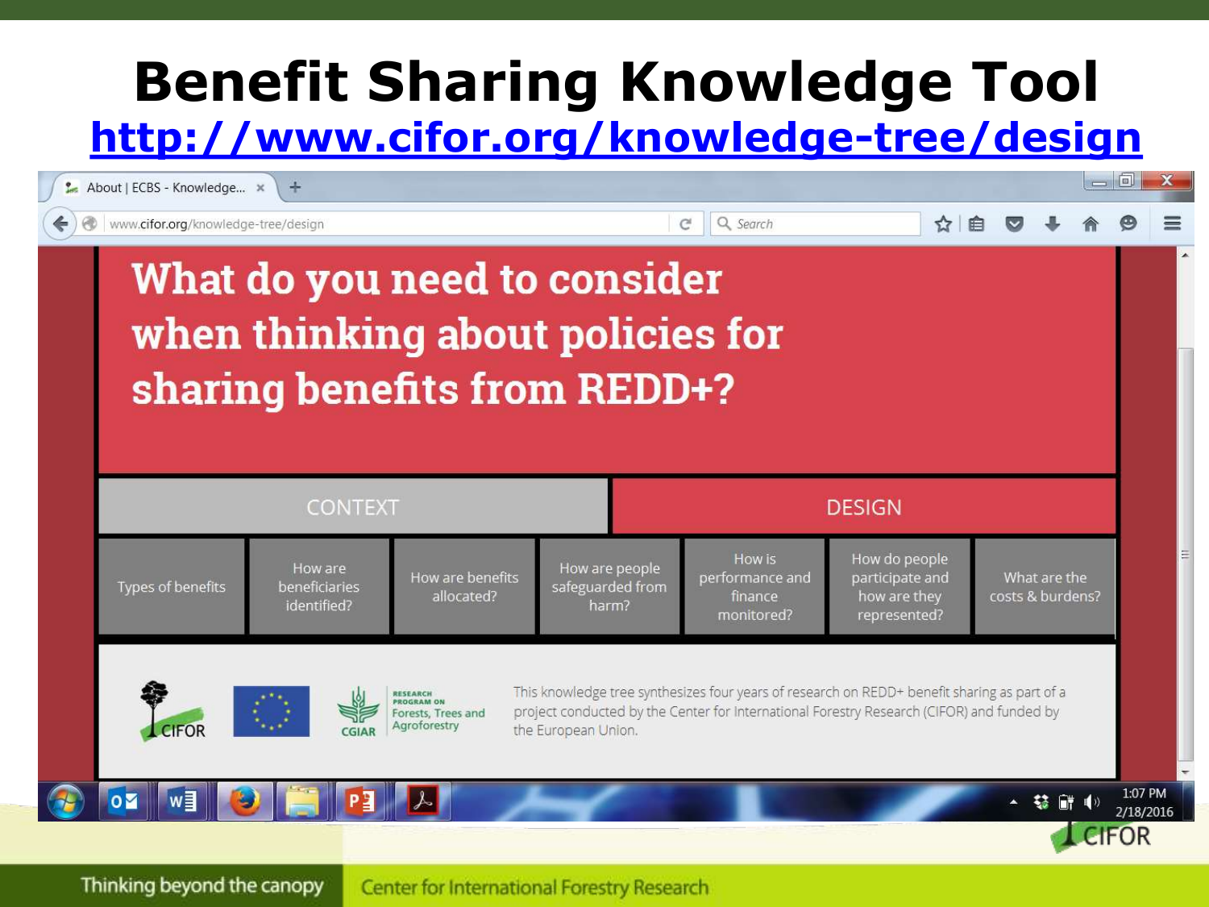# Benefit Sharing Knowledge Tool

http://www.cifor.org/knowledge-tree/design

What do you need to consider when thinking about policies for sharing benefits from REDD+?

CONTEXT | DESIGN

- Types of benefits
- How are beneficiaries identified?
- How are benefits allocated?
- How are people safeguarded from harm?
- How is performance and finance monitored?
- How do people participate and how are they represented?
- What are the costs & burdens?

This knowledge tree synthesizes four years of research on REDD+ benefit sharing as part of a project conducted by the Center for International Forestry Research (CIFOR) and funded by the European Union.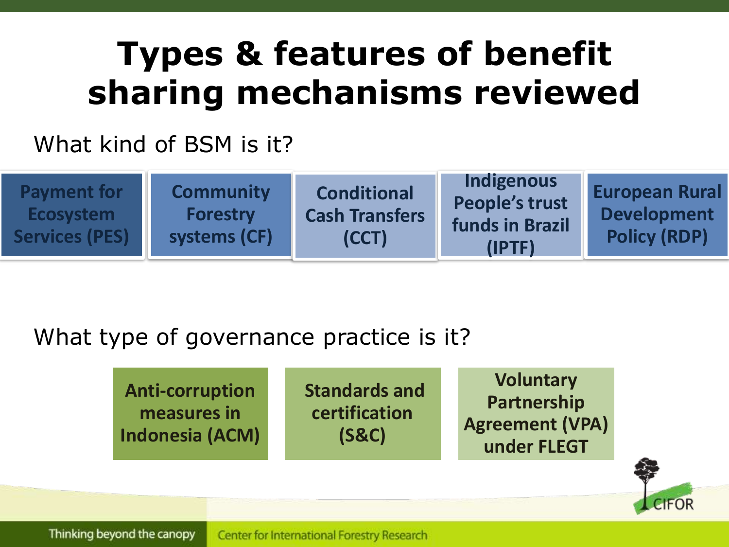# Types & features of benefit sharing mechanisms reviewed

What kind of BSM is it?

- Payment for Ecosystem Services (PES)
- Community Forestry systems (CF)
- Conditional Cash Transfers (CCT)
- Indigenous People's trust funds in Brazil (IPTF)
- European Rural Development Policy (RDP)

What type of governance practice is it?

- Anti-corruption measures in Indonesia (ACM)
- Standards and certification (S&C)
- Voluntary Partnership Agreement (VPA) under FLEGT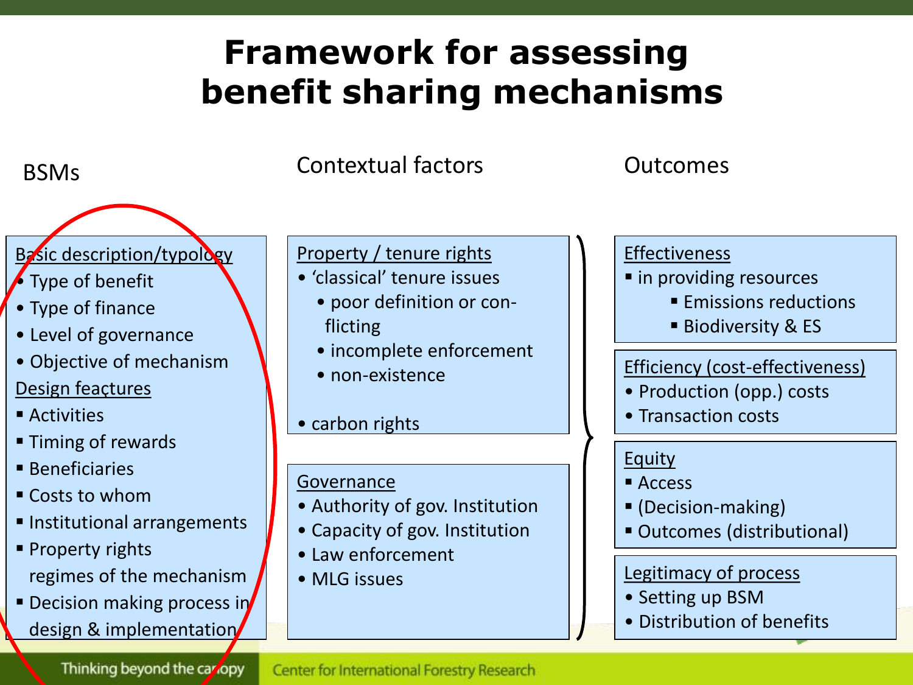# Framework for assessing benefit sharing mechanisms

## BSMs

<u>Basic description/typology</u>

- Type of benefit
- Type of finance
- Level of governance
- Objective of mechanism

<u>Design feaçtures</u>

- Activities
- Timing of rewards
- Beneficiaries
- Costs to whom
- Institutional arrangements
- Property rights regimes of the mechanism
- Decision making process in design & implementation

## Contextual factors

<u>Property / tenure rights</u>

- 'classical' tenure issues
  - poor definition or con-flicting
  - incomplete enforcement
  - non-existence
- carbon rights

<u>Governance</u>

- Authority of gov. Institution
- Capacity of gov. Institution
- Law enforcement
- MLG issues

## Outcomes

<u>Effectiveness</u>

- in providing resources
  - Emissions reductions
  - Biodiversity & ES

<u>Efficiency (cost-effectiveness)</u>

- Production (opp.) costs
- Transaction costs

<u>Equity</u>

- Access
- (Decision-making)
- Outcomes (distributional)

<u>Legitimacy of process</u>

- Setting up BSM
- Distribution of benefits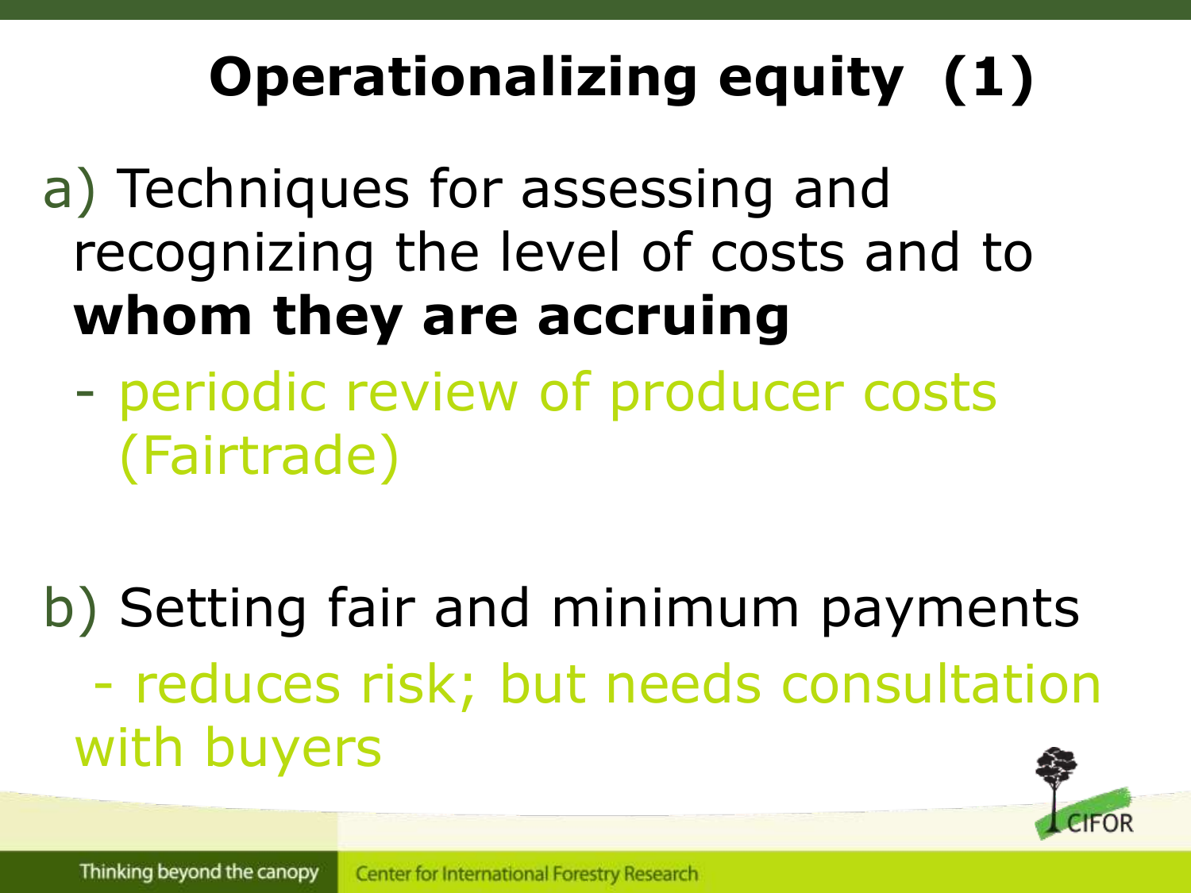# Operationalizing equity (1)

a) Techniques for assessing and recognizing the level of costs and to **whom they are accruing**

- periodic review of producer costs (Fairtrade)

b) Setting fair and minimum payments

- reduces risk; but needs consultation with buyers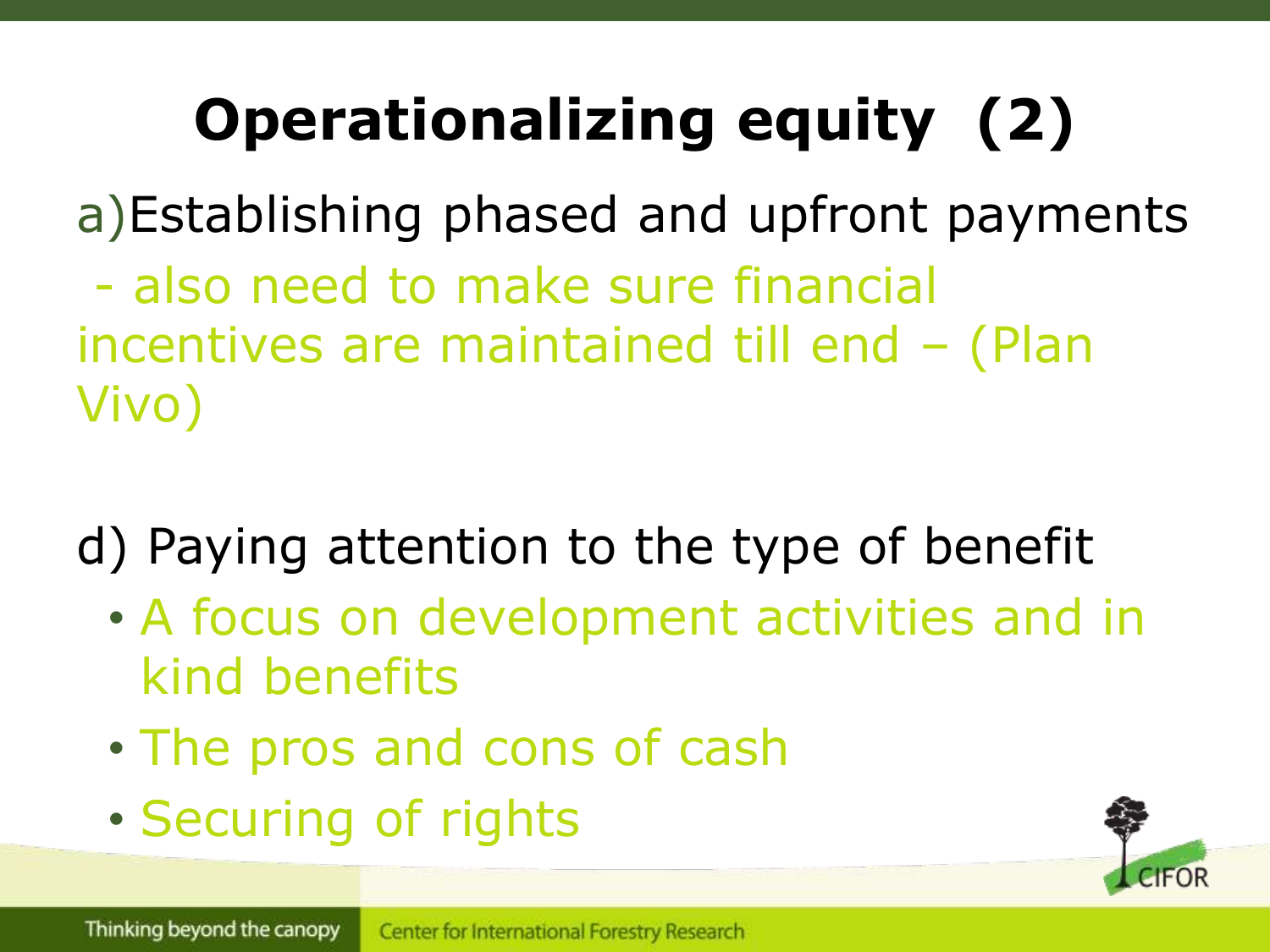# Operationalizing equity (2)

a) Establishing phased and upfront payments

- also need to make sure financial incentives are maintained till end – (Plan Vivo)

d) Paying attention to the type of benefit

- A focus on development activities and in kind benefits
- The pros and cons of cash
- Securing of rights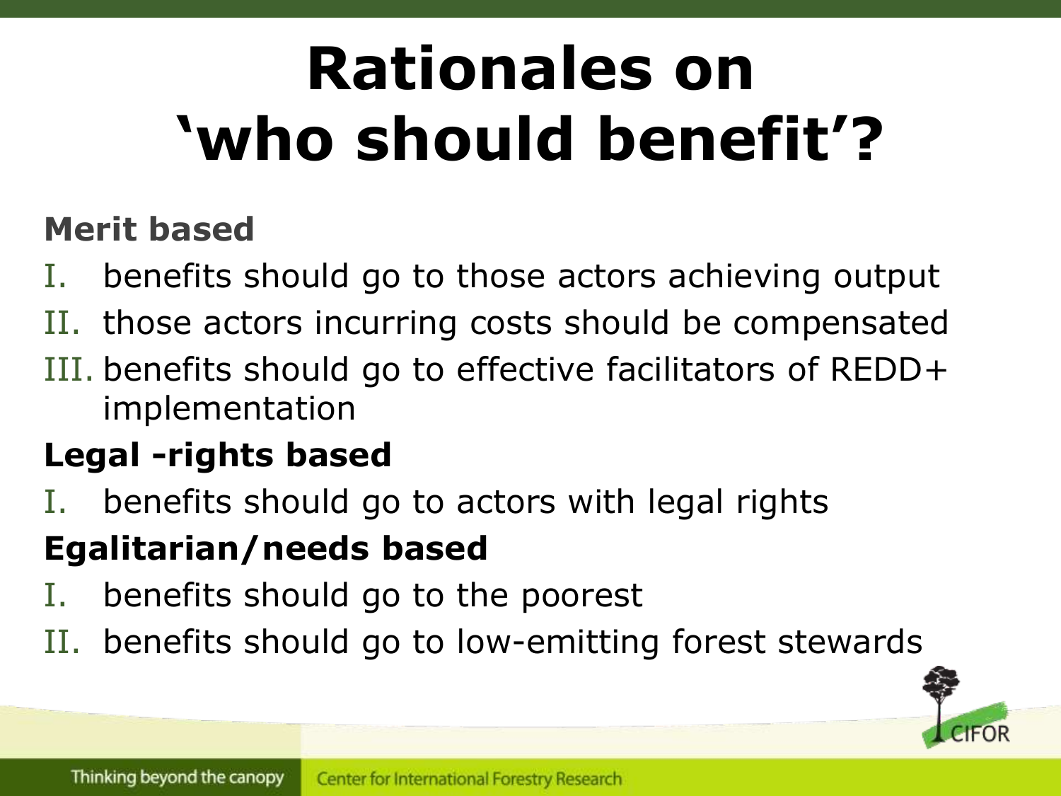# Rationales on 'who should benefit'?

**Merit based**

I. benefits should go to those actors achieving output
II. those actors incurring costs should be compensated
III. benefits should go to effective facilitators of REDD+ implementation

**Legal -rights based**

I. benefits should go to actors with legal rights

**Egalitarian/needs based**

I. benefits should go to the poorest
II. benefits should go to low-emitting forest stewards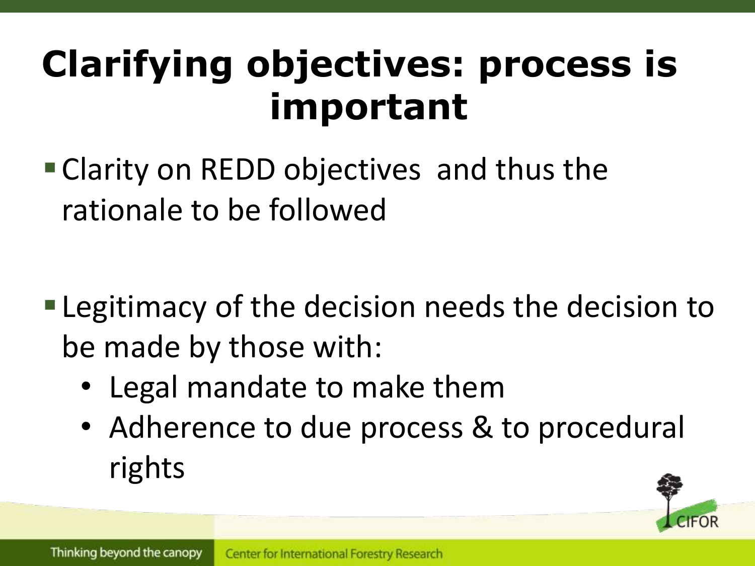# Clarifying objectives: process is important

- Clarity on REDD objectives and thus the rationale to be followed

- Legitimacy of the decision needs the decision to be made by those with:
  - Legal mandate to make them
  - Adherence to due process & to procedural rights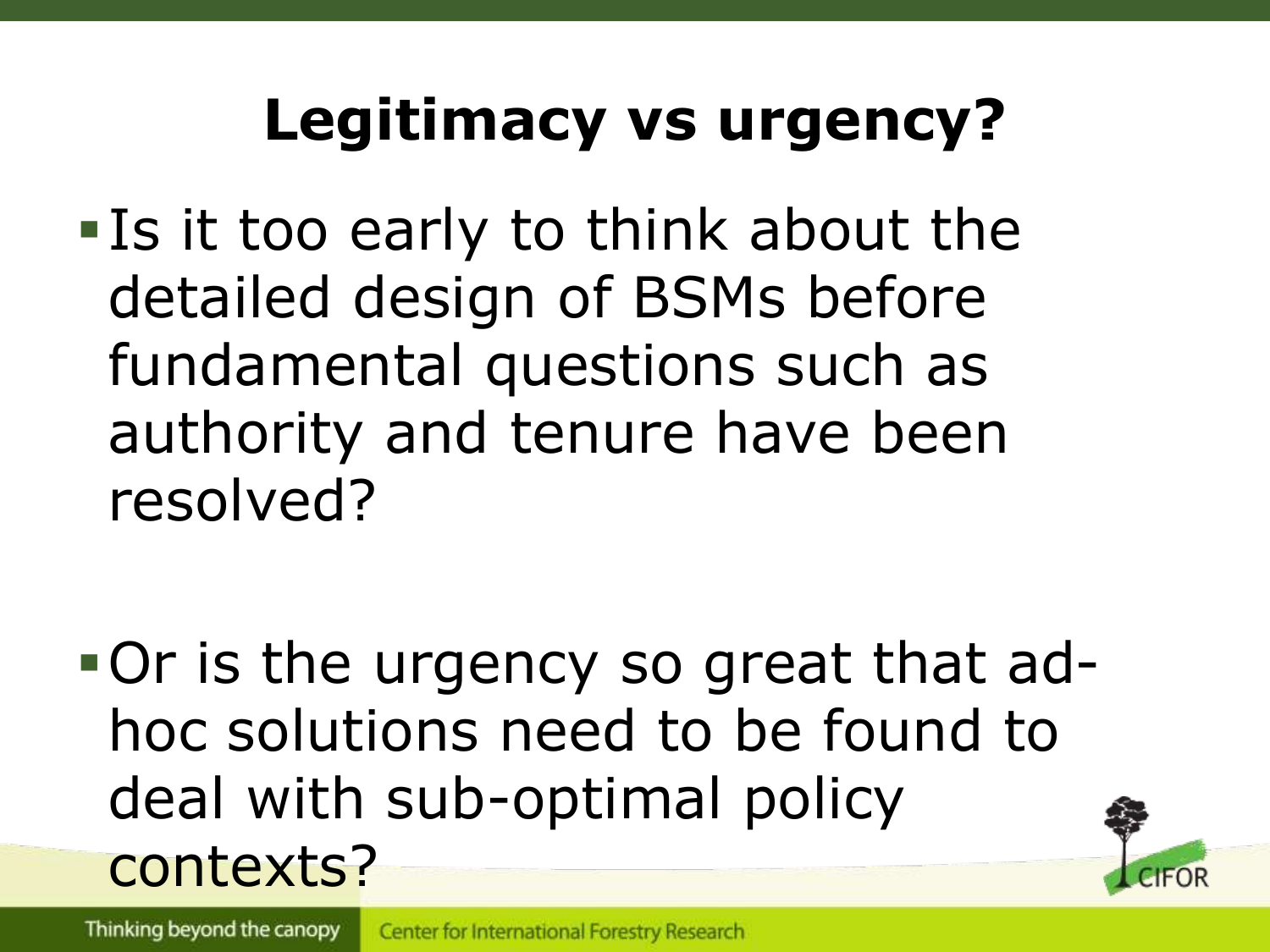# Legitimacy vs urgency?

- Is it too early to think about the detailed design of BSMs before fundamental questions such as authority and tenure have been resolved?

- Or is the urgency so great that ad-hoc solutions need to be found to deal with sub-optimal policy contexts?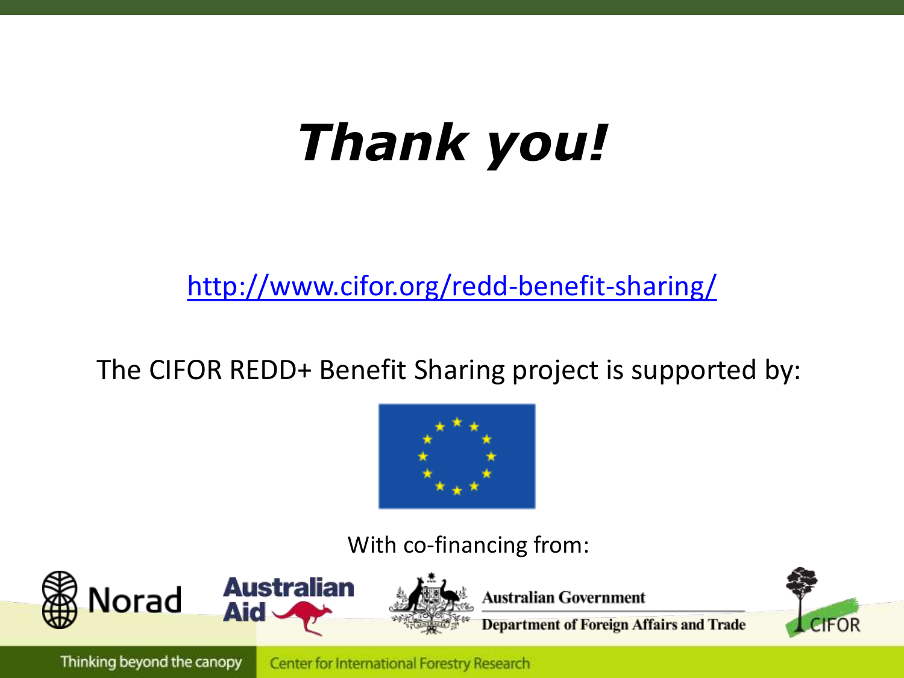# *Thank you!*

http://www.cifor.org/redd-benefit-sharing/

The CIFOR REDD+ Benefit Sharing project is supported by:

With co-financing from:

Norad

Australian Aid

Australian Government

Department of Foreign Affairs and Trade

CIFOR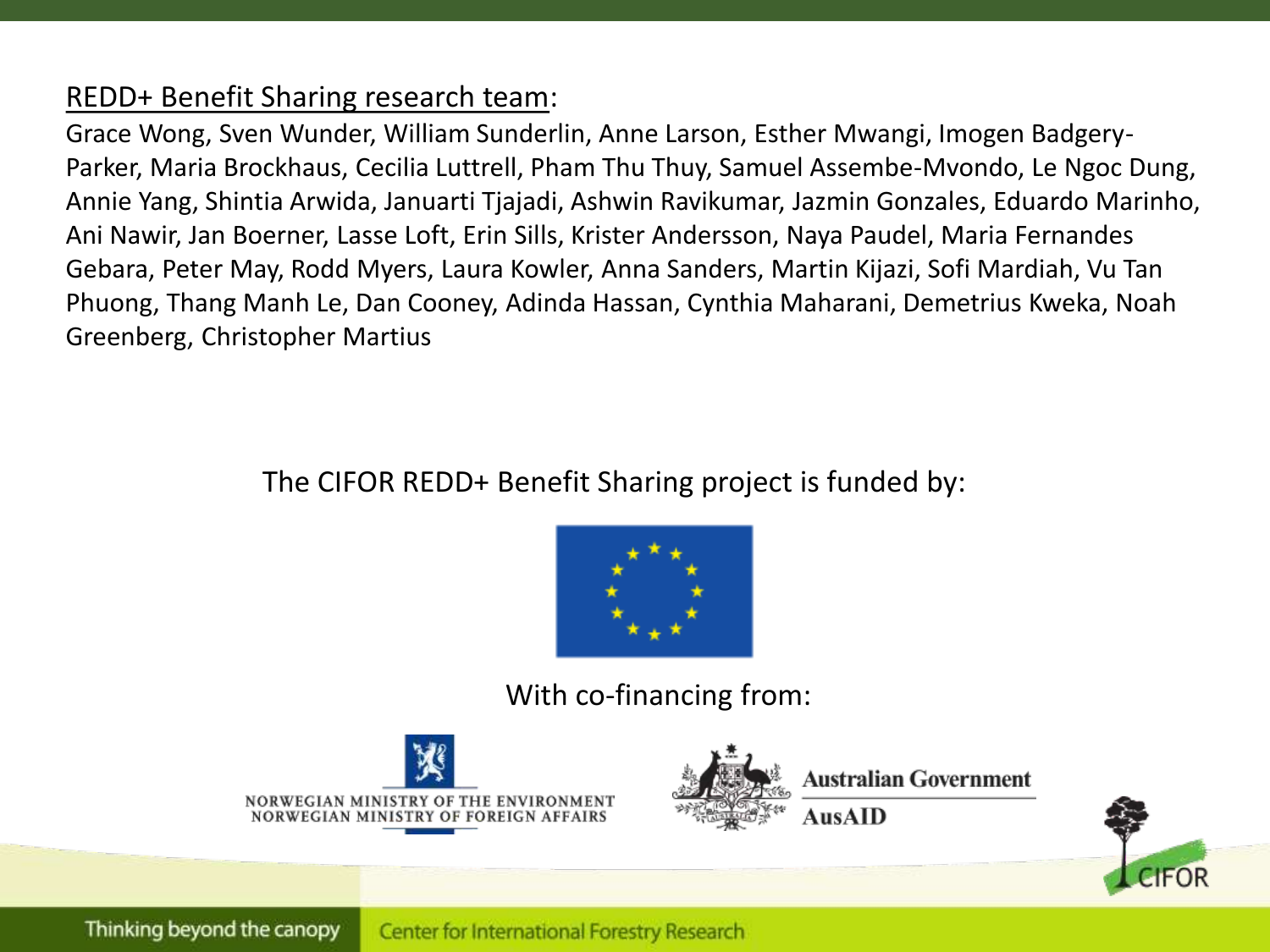<u>REDD+ Benefit Sharing research team</u>:

Grace Wong, Sven Wunder, William Sunderlin, Anne Larson, Esther Mwangi, Imogen Badgery-Parker, Maria Brockhaus, Cecilia Luttrell, Pham Thu Thuy, Samuel Assembe-Mvondo, Le Ngoc Dung, Annie Yang, Shintia Arwida, Januarti Tjajadi, Ashwin Ravikumar, Jazmin Gonzales, Eduardo Marinho, Ani Nawir, Jan Boerner, Lasse Loft, Erin Sills, Krister Andersson, Naya Paudel, Maria Fernandes Gebara, Peter May, Rodd Myers, Laura Kowler, Anna Sanders, Martin Kijazi, Sofi Mardiah, Vu Tan Phuong, Thang Manh Le, Dan Cooney, Adinda Hassan, Cynthia Maharani, Demetrius Kweka, Noah Greenberg, Christopher Martius

The CIFOR REDD+ Benefit Sharing project is funded by:

With co-financing from:

NORWEGIAN MINISTRY OF THE ENVIRONMENT
NORWEGIAN MINISTRY OF FOREIGN AFFAIRS

Australian Government
AusAID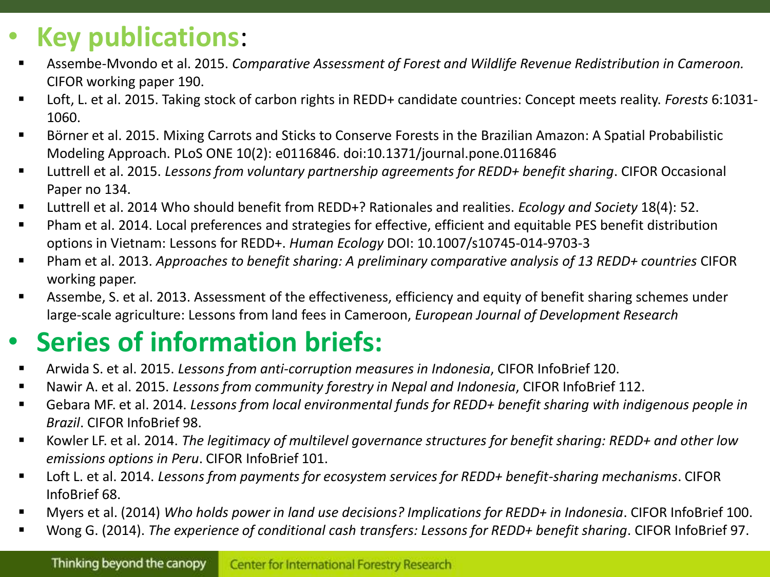## Key publications:

- Assembe-Mvondo et al. 2015. *Comparative Assessment of Forest and Wildlife Revenue Redistribution in Cameroon.* CIFOR working paper 190.
- Loft, L. et al. 2015. Taking stock of carbon rights in REDD+ candidate countries: Concept meets reality. *Forests* 6:1031-1060.
- Börner et al. 2015. Mixing Carrots and Sticks to Conserve Forests in the Brazilian Amazon: A Spatial Probabilistic Modeling Approach. PLoS ONE 10(2): e0116846. doi:10.1371/journal.pone.0116846
- Luttrell et al. 2015. *Lessons from voluntary partnership agreements for REDD+ benefit sharing*. CIFOR Occasional Paper no 134.
- Luttrell et al. 2014 Who should benefit from REDD+? Rationales and realities. *Ecology and Society* 18(4): 52.
- Pham et al. 2014. Local preferences and strategies for effective, efficient and equitable PES benefit distribution options in Vietnam: Lessons for REDD+. *Human Ecology* DOI: 10.1007/s10745-014-9703-3
- Pham et al. 2013. *Approaches to benefit sharing: A preliminary comparative analysis of 13 REDD+ countries* CIFOR working paper.
- Assembe, S. et al. 2013. Assessment of the effectiveness, efficiency and equity of benefit sharing schemes under large-scale agriculture: Lessons from land fees in Cameroon, *European Journal of Development Research*

## Series of information briefs:

- Arwida S. et al. 2015. *Lessons from anti-corruption measures in Indonesia*, CIFOR InfoBrief 120.
- Nawir A. et al. 2015. *Lessons from community forestry in Nepal and Indonesia*, CIFOR InfoBrief 112.
- Gebara MF. et al. 2014. *Lessons from local environmental funds for REDD+ benefit sharing with indigenous people in Brazil*. CIFOR InfoBrief 98.
- Kowler LF. et al. 2014. *The legitimacy of multilevel governance structures for benefit sharing: REDD+ and other low emissions options in Peru*. CIFOR InfoBrief 101.
- Loft L. et al. 2014. *Lessons from payments for ecosystem services for REDD+ benefit-sharing mechanisms*. CIFOR InfoBrief 68.
- Myers et al. (2014) *Who holds power in land use decisions? Implications for REDD+ in Indonesia*. CIFOR InfoBrief 100.
- Wong G. (2014). *The experience of conditional cash transfers: Lessons for REDD+ benefit sharing*. CIFOR InfoBrief 97.